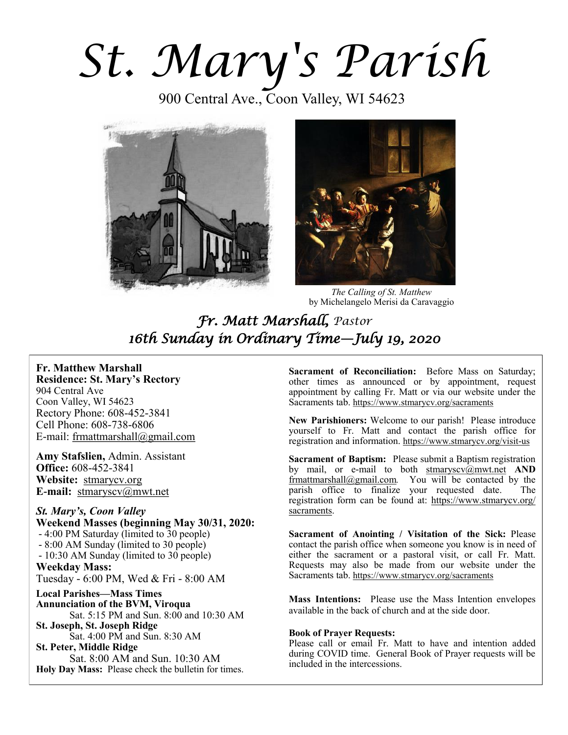# St. Mary's Parish

900 Central Ave., Coon Valley, WI 54623

*The Calling of St. Matthew*
by Michelangelo Merisi da Caravaggio

## *Fr. Matt Marshall, Pastor*
## *16th Sunday in Ordinary Time—July 19, 2020*

**Fr. Matthew Marshall**
**Residence: St. Mary's Rectory**
904 Central Ave
Coon Valley, WI 54623
Rectory Phone: 608-452-3841
Cell Phone: 608-738-6806
E-mail: frmattmarshall@gmail.com

**Amy Stafslien,** Admin. Assistant
**Office:** 608-452-3841
**Website:** stmarycv.org
**E-mail:** stmaryscv@mwt.net

***St. Mary's, Coon Valley***
**Weekend Masses (beginning May 30/31, 2020:**
- 4:00 PM Saturday (limited to 30 people)
- 8:00 AM Sunday (limited to 30 people)
- 10:30 AM Sunday (limited to 30 people)

**Weekday Mass:**
Tuesday - 6:00 PM, Wed & Fri - 8:00 AM

**Local Parishes—Mass Times**
**Annunciation of the BVM, Viroqua**
Sat. 5:15 PM and Sun. 8:00 and 10:30 AM
**St. Joseph, St. Joseph Ridge**
Sat. 4:00 PM and Sun. 8:30 AM
**St. Peter, Middle Ridge**
Sat. 8:00 AM and Sun. 10:30 AM
**Holy Day Mass:** Please check the bulletin for times.

**Sacrament of Reconciliation:** Before Mass on Saturday; other times as announced or by appointment, request appointment by calling Fr. Matt or via our website under the Sacraments tab. https://www.stmarycv.org/sacraments

**New Parishioners:** Welcome to our parish! Please introduce yourself to Fr. Matt and contact the parish office for registration and information. https://www.stmarycv.org/visit-us

**Sacrament of Baptism:** Please submit a Baptism registration by mail, or e-mail to both stmaryscv@mwt.net **AND** frmattmarshall@gmail.com. You will be contacted by the parish office to finalize your requested date. The registration form can be found at: https://www.stmarycv.org/sacraments.

**Sacrament of Anointing / Visitation of the Sick:** Please contact the parish office when someone you know is in need of either the sacrament or a pastoral visit, or call Fr. Matt. Requests may also be made from our website under the Sacraments tab. https://www.stmarycv.org/sacraments

**Mass Intentions:** Please use the Mass Intention envelopes available in the back of church and at the side door.

**Book of Prayer Requests:**
Please call or email Fr. Matt to have and intention added during COVID time. General Book of Prayer requests will be included in the intercessions.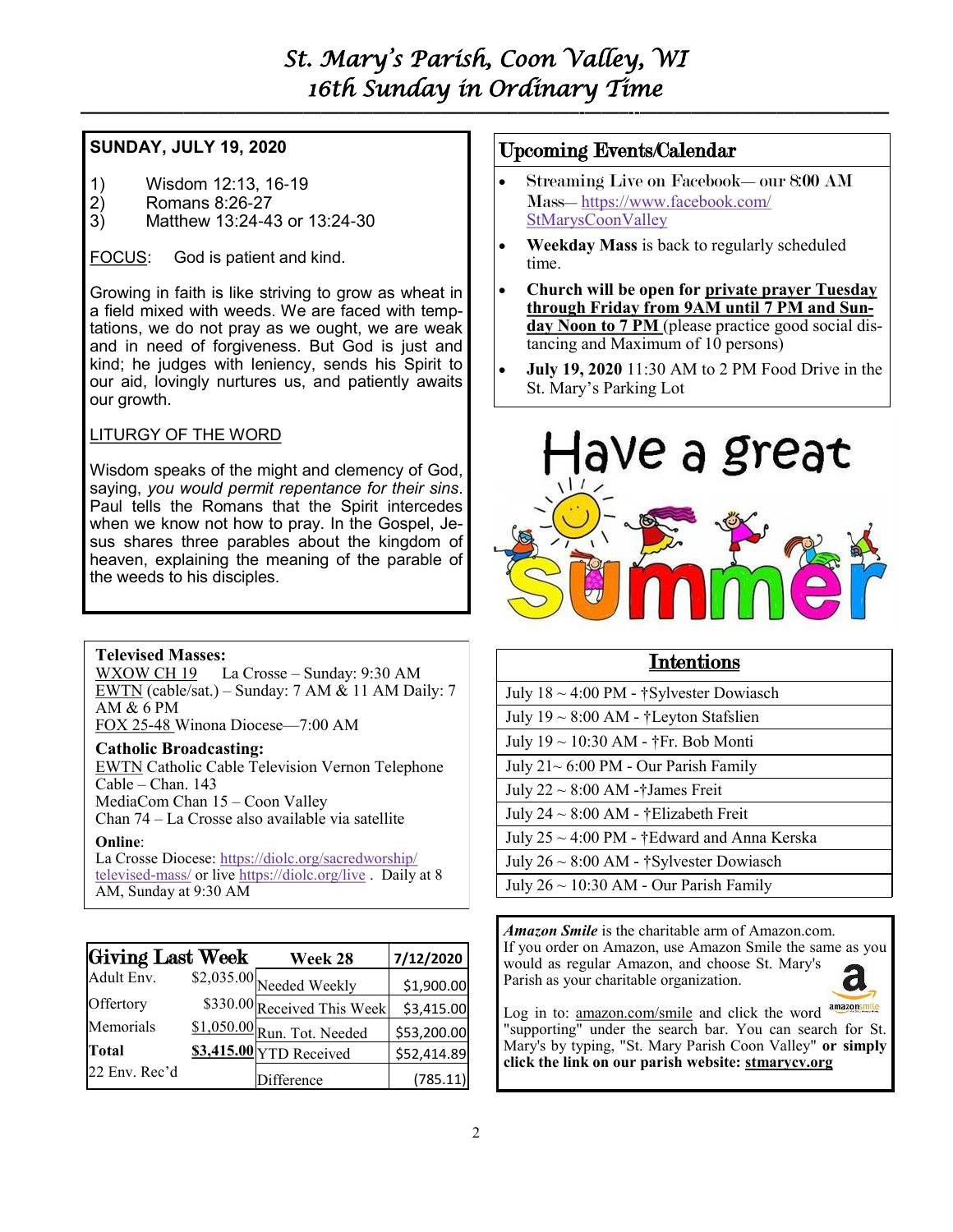# St. Mary's Parish, Coon Valley, WI
## 16th Sunday in Ordinary Time

**SUNDAY, JULY 19, 2020**

1) Wisdom 12:13, 16-19
2) Romans 8:26-27
3) Matthew 13:24-43 or 13:24-30

FOCUS: God is patient and kind.

Growing in faith is like striving to grow as wheat in a field mixed with weeds. We are faced with temptations, we do not pray as we ought, we are weak and in need of forgiveness. But God is just and kind; he judges with leniency, sends his Spirit to our aid, lovingly nurtures us, and patiently awaits our growth.

LITURGY OF THE WORD

Wisdom speaks of the might and clemency of God, saying, *you would permit repentance for their sins*. Paul tells the Romans that the Spirit intercedes when we know not how to pray. In the Gospel, Jesus shares three parables about the kingdom of heaven, explaining the meaning of the parable of the weeds to his disciples.

**Televised Masses:**
WXOW CH 19 La Crosse – Sunday: 9:30 AM
EWTN (cable/sat.) – Sunday: 7 AM & 11 AM Daily: 7 AM & 6 PM
FOX 25-48 Winona Diocese—7:00 AM

**Catholic Broadcasting:**
EWTN Catholic Cable Television Vernon Telephone Cable – Chan. 143
MediaCom Chan 15 – Coon Valley
Chan 74 – La Crosse also available via satellite

**Online**:
La Crosse Diocese: https://diolc.org/sacredworship/televised-mass/ or live https://diolc.org/live . Daily at 8 AM, Sunday at 9:30 AM

| Giving Last Week | | Week 28 | 7/12/2020 |
|---|---|---|---|
| Adult Env. | $2,035.00 | Needed Weekly | $1,900.00 |
| Offertory | $330.00 | Received This Week | $3,415.00 |
| Memorials | $1,050.00 | Run. Tot. Needed | $53,200.00 |
| **Total** | **$3,415.00** | YTD Received | $52,414.89 |
| 22 Env. Rec'd | | Difference | (785.11) |

## Upcoming Events/Calendar

- Streaming Live on Facebook— our 8:00 AM Mass— https://www.facebook.com/StMarysCoonValley
- **Weekday Mass** is back to regularly scheduled time.
- **Church will be open for private prayer Tuesday through Friday from 9AM until 7 PM and Sunday Noon to 7 PM** (please practice good social distancing and Maximum of 10 persons)
- **July 19, 2020** 11:30 AM to 2 PM Food Drive in the St. Mary's Parking Lot

Have a great summer

## Intentions

| Intentions |
|---|
| July 18 ~ 4:00 PM - †Sylvester Dowiasch |
| July 19 ~ 8:00 AM - †Leyton Stafslien |
| July 19 ~ 10:30 AM - †Fr. Bob Monti |
| July 21~ 6:00 PM - Our Parish Family |
| July 22 ~ 8:00 AM -†James Freit |
| July 24 ~ 8:00 AM - †Elizabeth Freit |
| July 25 ~ 4:00 PM - †Edward and Anna Kerska |
| July 26 ~ 8:00 AM - †Sylvester Dowiasch |
| July 26 ~ 10:30 AM - Our Parish Family |

***Amazon Smile*** is the charitable arm of Amazon.com. If you order on Amazon, use Amazon Smile the same as you would as regular Amazon, and choose St. Mary's Parish as your charitable organization.

Log in to: amazon.com/smile and click the word "supporting" under the search bar. You can search for St. Mary's by typing, "St. Mary Parish Coon Valley" **or simply click the link on our parish website: stmarycv.org**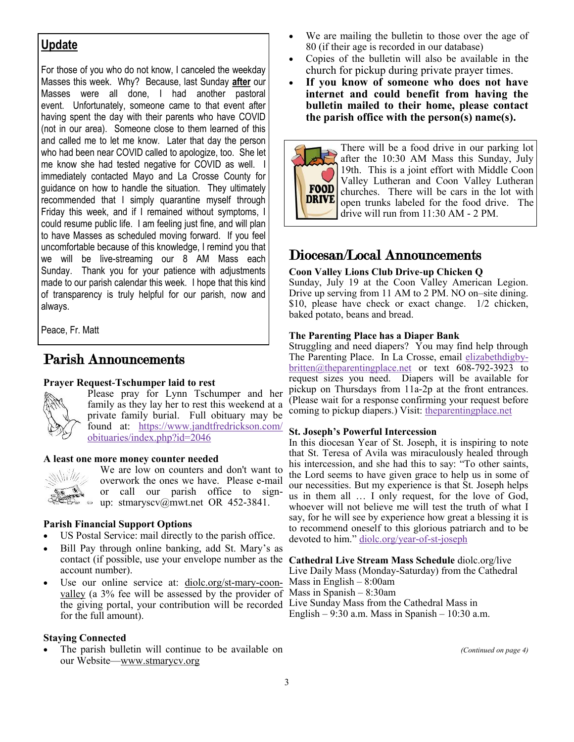## Update

For those of you who do not know, I canceled the weekday Masses this week. Why? Because, last Sunday **after** our Masses were all done, I had another pastoral event. Unfortunately, someone came to that event after having spent the day with their parents who have COVID (not in our area). Someone close to them learned of this and called me to let me know. Later that day the person who had been near COVID called to apologize, too. She let me know she had tested negative for COVID as well. I immediately contacted Mayo and La Crosse County for guidance on how to handle the situation. They ultimately recommended that I simply quarantine myself through Friday this week, and if I remained without symptoms, I could resume public life. I am feeling just fine, and will plan to have Masses as scheduled moving forward. If you feel uncomfortable because of this knowledge, I remind you that we will be live-streaming our 8 AM Mass each Sunday. Thank you for your patience with adjustments made to our parish calendar this week. I hope that this kind of transparency is truly helpful for our parish, now and always.

Peace, Fr. Matt

# Parish Announcements

### Prayer Request-Tschumper laid to rest

Please pray for Lynn Tschumper and her family as they lay her to rest this weekend at a private family burial. Full obituary may be found at: https://www.jandtfredrickson.com/obituaries/index.php?id=2046

### A least one more money counter needed

We are low on counters and don't want to overwork the ones we have. Please e-mail or call our parish office to sign-up: stmaryscv@mwt.net OR 452-3841.

### Parish Financial Support Options

- US Postal Service: mail directly to the parish office.
- Bill Pay through online banking, add St. Mary's as contact (if possible, use your envelope number as the account number).
- Use our online service at: diolc.org/st-mary-coon-valley (a 3% fee will be assessed by the provider of the giving portal, your contribution will be recorded for the full amount).

### Staying Connected

- The parish bulletin will continue to be available on our Website—www.stmarycv.org
- We are mailing the bulletin to those over the age of 80 (if their age is recorded in our database)
- Copies of the bulletin will also be available in the church for pickup during private prayer times.
- **If you know of someone who does not have internet and could benefit from having the bulletin mailed to their home, please contact the parish office with the person(s) name(s).**

There will be a food drive in our parking lot after the 10:30 AM Mass this Sunday, July 19th. This is a joint effort with Middle Coon Valley Lutheran and Coon Valley Lutheran churches. There will be cars in the lot with open trunks labeled for the food drive. The drive will run from 11:30 AM - 2 PM.

# Diocesan/Local Announcements

### Coon Valley Lions Club Drive-up Chicken Q

Sunday, July 19 at the Coon Valley American Legion. Drive up serving from 11 AM to 2 PM. NO on–site dining. $10, please have check or exact change. 1/2 chicken, baked potato, beans and bread.

### The Parenting Place has a Diaper Bank

Struggling and need diapers? You may find help through The Parenting Place. In La Crosse, email elizabethdigby-britten@theparentingplace.net or text 608-792-3923 to request sizes you need. Diapers will be available for pickup on Thursdays from 11a-2p at the front entrances. (Please wait for a response confirming your request before coming to pickup diapers.) Visit: theparentingplace.net

### St. Joseph's Powerful Intercession

In this diocesan Year of St. Joseph, it is inspiring to note that St. Teresa of Avila was miraculously healed through his intercession, and she had this to say: "To other saints, the Lord seems to have given grace to help us in some of our necessities. But my experience is that St. Joseph helps us in them all … I only request, for the love of God, whoever will not believe me will test the truth of what I say, for he will see by experience how great a blessing it is to recommend oneself to this glorious patriarch and to be devoted to him." diolc.org/year-of-st-joseph

**Cathedral Live Stream Mass Schedule** diolc.org/live
Live Daily Mass (Monday-Saturday) from the Cathedral
Mass in English – 8:00am
Mass in Spanish – 8:30am
Live Sunday Mass from the Cathedral Mass in English – 9:30 a.m. Mass in Spanish – 10:30 a.m.

*(Continued on page 4)*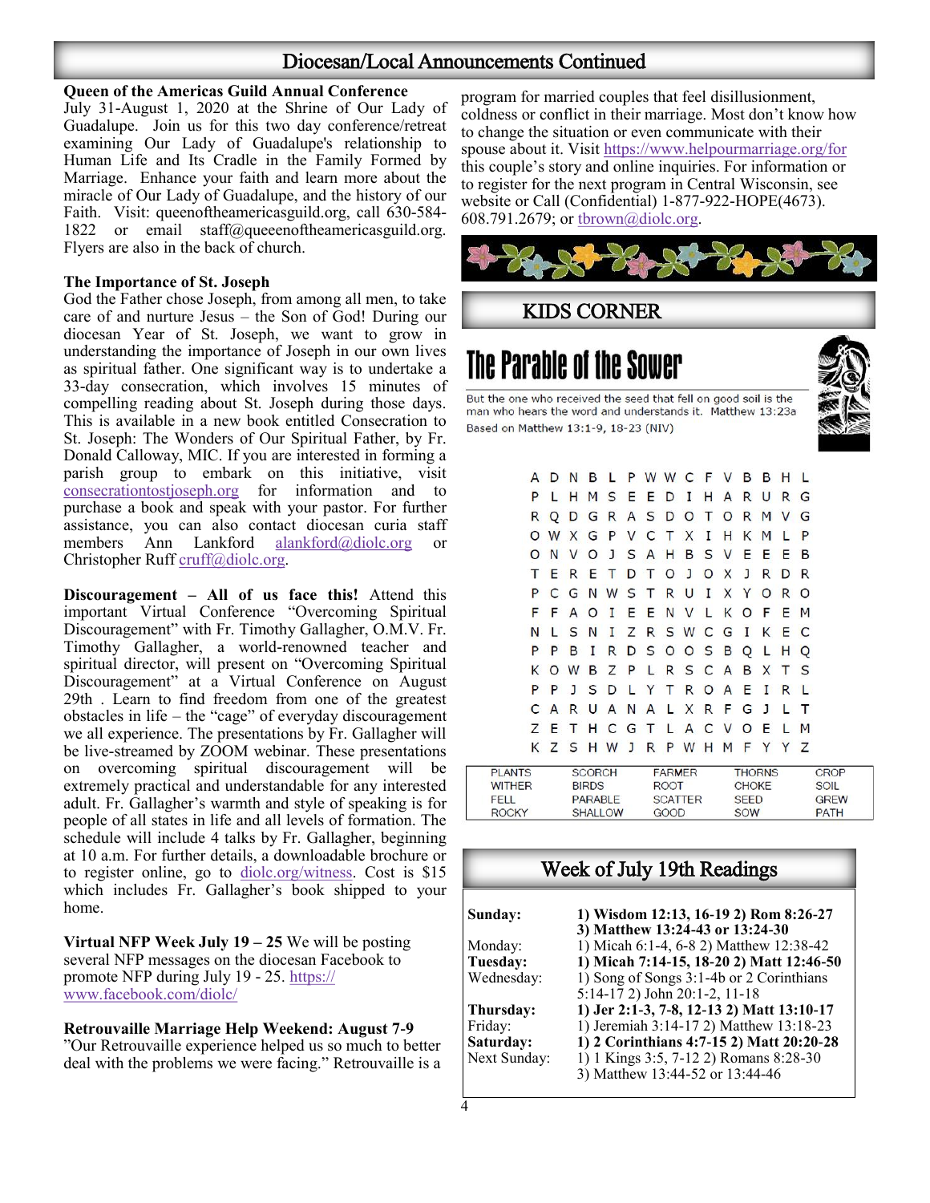## Diocesan/Local Announcements Continued

**Queen of the Americas Guild Annual Conference**
July 31-August 1, 2020 at the Shrine of Our Lady of Guadalupe. Join us for this two day conference/retreat examining Our Lady of Guadalupe's relationship to Human Life and Its Cradle in the Family Formed by Marriage. Enhance your faith and learn more about the miracle of Our Lady of Guadalupe, and the history of our Faith. Visit: queenoftheamericasguild.org, call 630-584-1822 or email staff@queeenoftheamericasguild.org. Flyers are also in the back of church.

**The Importance of St. Joseph**
God the Father chose Joseph, from among all men, to take care of and nurture Jesus – the Son of God! During our diocesan Year of St. Joseph, we want to grow in understanding the importance of Joseph in our own lives as spiritual father. One significant way is to undertake a 33-day consecration, which involves 15 minutes of compelling reading about St. Joseph during those days. This is available in a new book entitled Consecration to St. Joseph: The Wonders of Our Spiritual Father, by Fr. Donald Calloway, MIC. If you are interested in forming a parish group to embark on this initiative, visit consecrationtostjoseph.org for information and to purchase a book and speak with your pastor. For further assistance, you can also contact diocesan curia staff members Ann Lankford alankford@diolc.org or Christopher Ruff cruff@diolc.org.

**Discouragement – All of us face this!** Attend this important Virtual Conference "Overcoming Spiritual Discouragement" with Fr. Timothy Gallagher, O.M.V. Fr. Timothy Gallagher, a world-renowned teacher and spiritual director, will present on "Overcoming Spiritual Discouragement" at a Virtual Conference on August 29th . Learn to find freedom from one of the greatest obstacles in life – the "cage" of everyday discouragement we all experience. The presentations by Fr. Gallagher will be live-streamed by ZOOM webinar. These presentations on overcoming spiritual discouragement will be extremely practical and understandable for any interested adult. Fr. Gallagher's warmth and style of speaking is for people of all states in life and all levels of formation. The schedule will include 4 talks by Fr. Gallagher, beginning at 10 a.m. For further details, a downloadable brochure or to register online, go to diolc.org/witness. Cost is $15 which includes Fr. Gallagher's book shipped to your home.

**Virtual NFP Week July 19 – 25** We will be posting several NFP messages on the diocesan Facebook to promote NFP during July 19 - 25. https://www.facebook.com/diolc/

**Retrouvaille Marriage Help Weekend: August 7-9**
"Our Retrouvaille experience helped us so much to better deal with the problems we were facing." Retrouvaille is a program for married couples that feel disillusionment, coldness or conflict in their marriage. Most don't know how to change the situation or even communicate with their spouse about it. Visit https://www.helpourmarriage.org/for this couple's story and online inquiries. For information or to register for the next program in Central Wisconsin, see website or Call (Confidential) 1-877-922-HOPE(4673). 608.791.2679; or tbrown@diolc.org.

## KIDS CORNER

### The Parable of the Sower

But the one who received the seed that fell on good soil is the man who hears the word and understands it. Matthew 13:23a

Based on Matthew 13:1-9, 18-23 (NIV)

```
A D N B L P W W C F V B B H L
P L H M S E E D I H A R U R G
R Q D G R A S D O T O R M V G
O W X G P V C T X I H K M L P
O N V O J S A H B S V E E E B
T E R E T D T O J O X J R D R
P C G N W S T R U I X Y O R O
F F A O I E E N V L K O F E M
N L S N I Z R S W C G I K E C
P P B I R D S O O S B Q L H Q
K O W B Z P L R S C A B X T S
P P J S D L Y T R O A E I R L
C A R U A N A L X R F G J L T
Z E T H C G T L A C V O E L M
K Z S H W J R P W H M F Y Y Z
```

| | | | | |
|---|---|---|---|---|
| PLANTS | SCORCH | FARMER | THORNS | CROP |
| WITHER | BIRDS | ROOT | CHOKE | SOIL |
| FELL | PARABLE | SCATTER | SEED | GREW |
| ROCKY | SHALLOW | GOOD | SOW | PATH |

## Week of July 19th Readings

| | |
|---|---|
| **Sunday:** | **1) Wisdom 12:13, 16-19 2) Rom 8:26-27 3) Matthew 13:24-43 or 13:24-30** |
| Monday: | 1) Micah 6:1-4, 6-8 2) Matthew 12:38-42 |
| **Tuesday:** | **1) Micah 7:14-15, 18-20 2) Matt 12:46-50** |
| Wednesday: | 1) Song of Songs 3:1-4b or 2 Corinthians 5:14-17 2) John 20:1-2, 11-18 |
| **Thursday:** | **1) Jer 2:1-3, 7-8, 12-13 2) Matt 13:10-17** |
| Friday: | 1) Jeremiah 3:14-17 2) Matthew 13:18-23 |
| **Saturday:** | **1) 2 Corinthians 4:7-15 2) Matt 20:20-28** |
| Next Sunday: | 1) 1 Kings 3:5, 7-12 2) Romans 8:28-30 3) Matthew 13:44-52 or 13:44-46 |